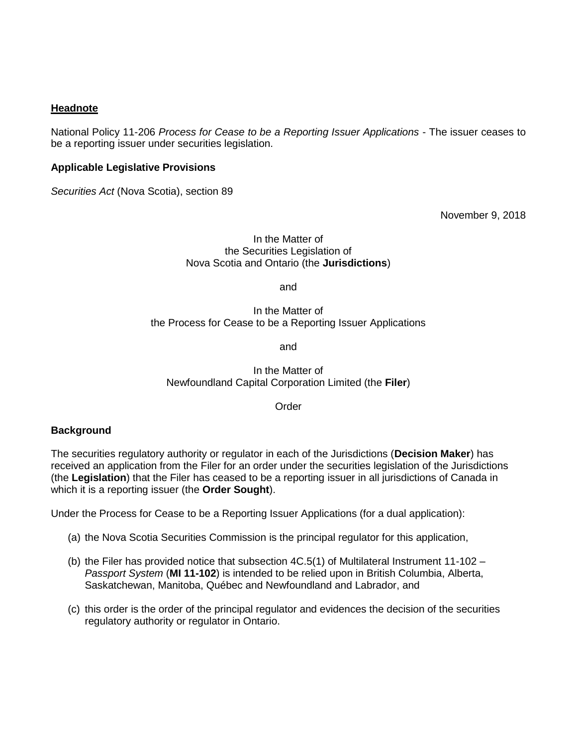**<u>Headnote</u>**

National Policy 11-206 *Process for Cease to be a Reporting Issuer Applications* - The issuer ceases to be a reporting issuer under securities legislation.

**Applicable Legislative Provisions**

*Securities Act* (Nova Scotia), section 89

November 9, 2018

In the Matter of
the Securities Legislation of
Nova Scotia and Ontario (the **Jurisdictions**)

and

In the Matter of
the Process for Cease to be a Reporting Issuer Applications

and

In the Matter of
Newfoundland Capital Corporation Limited (the **Filer**)

Order

**Background**

The securities regulatory authority or regulator in each of the Jurisdictions (**Decision Maker**) has received an application from the Filer for an order under the securities legislation of the Jurisdictions (the **Legislation**) that the Filer has ceased to be a reporting issuer in all jurisdictions of Canada in which it is a reporting issuer (the **Order Sought**).

Under the Process for Cease to be a Reporting Issuer Applications (for a dual application):

(a) the Nova Scotia Securities Commission is the principal regulator for this application,

(b) the Filer has provided notice that subsection 4C.5(1) of Multilateral Instrument 11-102 – *Passport System* (**MI 11-102**) is intended to be relied upon in British Columbia, Alberta, Saskatchewan, Manitoba, Québec and Newfoundland and Labrador, and

(c) this order is the order of the principal regulator and evidences the decision of the securities regulatory authority or regulator in Ontario.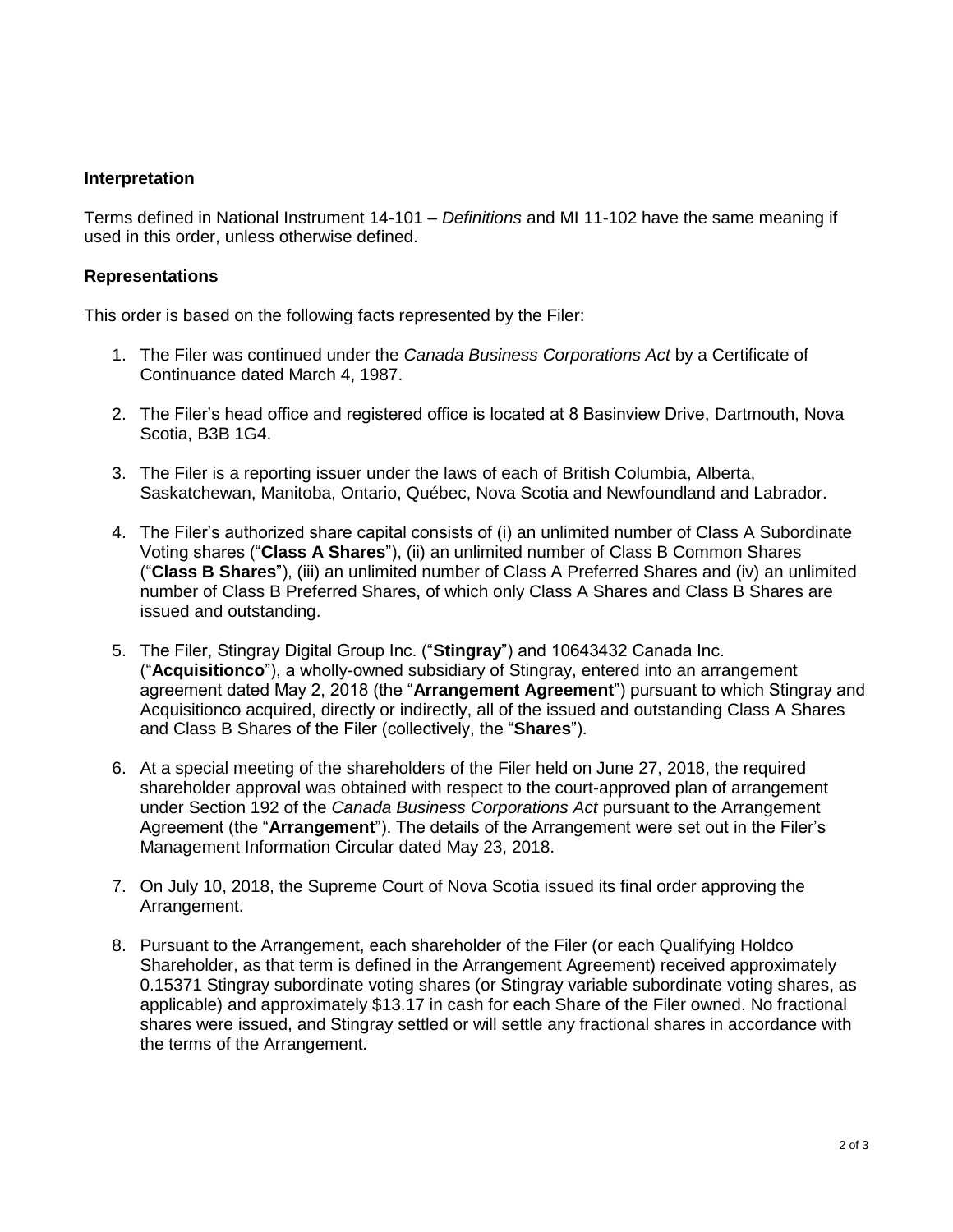### Interpretation

Terms defined in National Instrument 14-101 – *Definitions* and MI 11-102 have the same meaning if used in this order, unless otherwise defined.

### Representations

This order is based on the following facts represented by the Filer:

1. The Filer was continued under the *Canada Business Corporations Act* by a Certificate of Continuance dated March 4, 1987.

2. The Filer's head office and registered office is located at 8 Basinview Drive, Dartmouth, Nova Scotia, B3B 1G4.

3. The Filer is a reporting issuer under the laws of each of British Columbia, Alberta, Saskatchewan, Manitoba, Ontario, Québec, Nova Scotia and Newfoundland and Labrador.

4. The Filer's authorized share capital consists of (i) an unlimited number of Class A Subordinate Voting shares ("**Class A Shares**"), (ii) an unlimited number of Class B Common Shares ("**Class B Shares**"), (iii) an unlimited number of Class A Preferred Shares and (iv) an unlimited number of Class B Preferred Shares, of which only Class A Shares and Class B Shares are issued and outstanding.

5. The Filer, Stingray Digital Group Inc. ("**Stingray**") and 10643432 Canada Inc. ("**Acquisitionco**"), a wholly-owned subsidiary of Stingray, entered into an arrangement agreement dated May 2, 2018 (the "**Arrangement Agreement**") pursuant to which Stingray and Acquisitionco acquired, directly or indirectly, all of the issued and outstanding Class A Shares and Class B Shares of the Filer (collectively, the "**Shares**").

6. At a special meeting of the shareholders of the Filer held on June 27, 2018, the required shareholder approval was obtained with respect to the court-approved plan of arrangement under Section 192 of the *Canada Business Corporations Act* pursuant to the Arrangement Agreement (the "**Arrangement**"). The details of the Arrangement were set out in the Filer's Management Information Circular dated May 23, 2018.

7. On July 10, 2018, the Supreme Court of Nova Scotia issued its final order approving the Arrangement.

8. Pursuant to the Arrangement, each shareholder of the Filer (or each Qualifying Holdco Shareholder, as that term is defined in the Arrangement Agreement) received approximately 0.15371 Stingray subordinate voting shares (or Stingray variable subordinate voting shares, as applicable) and approximately $13.17 in cash for each Share of the Filer owned. No fractional shares were issued, and Stingray settled or will settle any fractional shares in accordance with the terms of the Arrangement.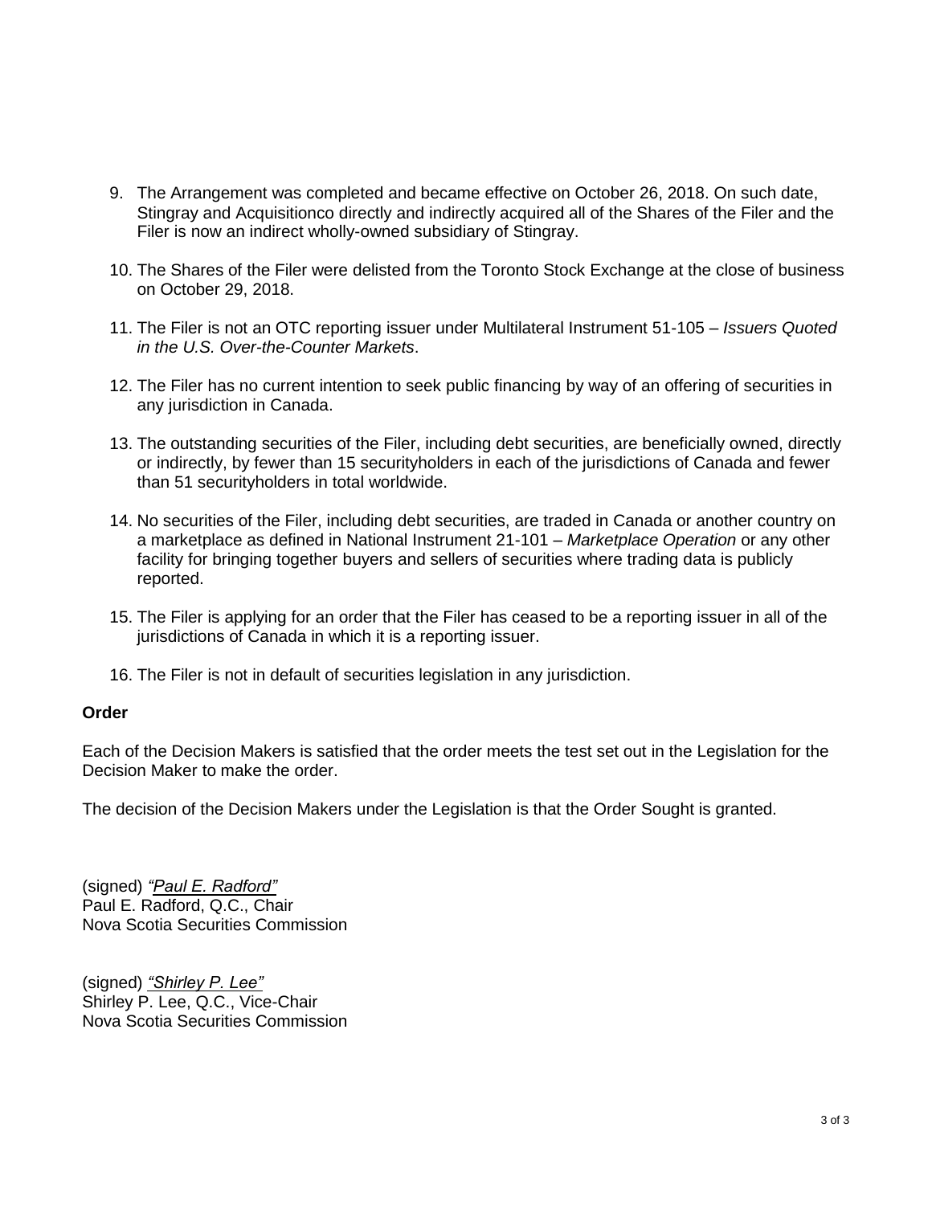9. The Arrangement was completed and became effective on October 26, 2018. On such date, Stingray and Acquisitionco directly and indirectly acquired all of the Shares of the Filer and the Filer is now an indirect wholly-owned subsidiary of Stingray.

10. The Shares of the Filer were delisted from the Toronto Stock Exchange at the close of business on October 29, 2018.

11. The Filer is not an OTC reporting issuer under Multilateral Instrument 51-105 – *Issuers Quoted in the U.S. Over-the-Counter Markets*.

12. The Filer has no current intention to seek public financing by way of an offering of securities in any jurisdiction in Canada.

13. The outstanding securities of the Filer, including debt securities, are beneficially owned, directly or indirectly, by fewer than 15 securityholders in each of the jurisdictions of Canada and fewer than 51 securityholders in total worldwide.

14. No securities of the Filer, including debt securities, are traded in Canada or another country on a marketplace as defined in National Instrument 21-101 – *Marketplace Operation* or any other facility for bringing together buyers and sellers of securities where trading data is publicly reported.

15. The Filer is applying for an order that the Filer has ceased to be a reporting issuer in all of the jurisdictions of Canada in which it is a reporting issuer.

16. The Filer is not in default of securities legislation in any jurisdiction.

**Order**

Each of the Decision Makers is satisfied that the order meets the test set out in the Legislation for the Decision Maker to make the order.

The decision of the Decision Makers under the Legislation is that the Order Sought is granted.

(signed) *"Paul E. Radford"*
Paul E. Radford, Q.C., Chair
Nova Scotia Securities Commission

(signed) *"Shirley P. Lee"*
Shirley P. Lee, Q.C., Vice-Chair
Nova Scotia Securities Commission